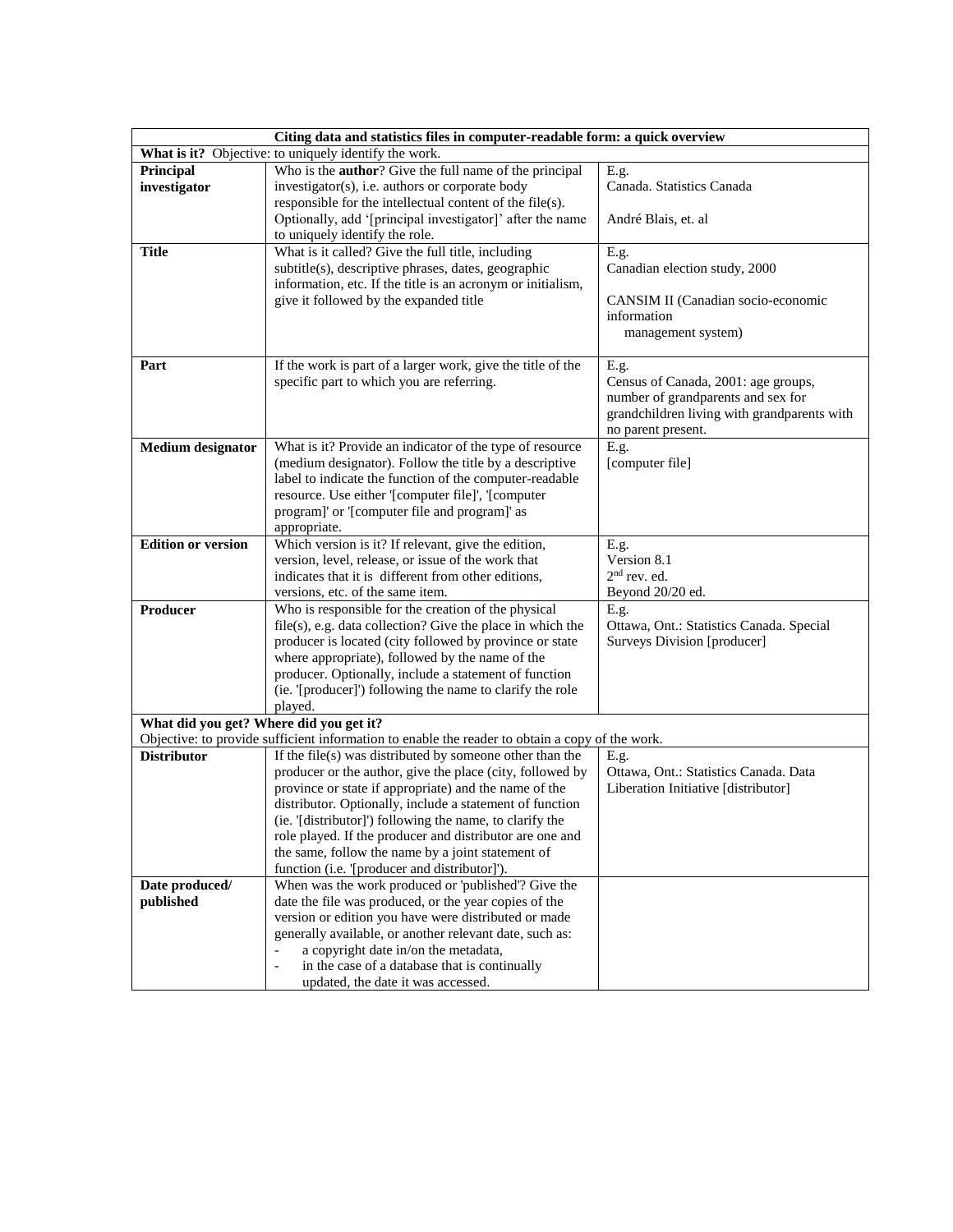| Citing data and statistics files in computer-readable form: a quick overview | | |
|---|---|---|
| **What is it?** Objective: to uniquely identify the work. | | |
| **Principal investigator** | Who is the **author**? Give the full name of the principal investigator(s), i.e. authors or corporate body responsible for the intellectual content of the file(s). Optionally, add '[principal investigator]' after the name to uniquely identify the role. | E.g.<br>Canada. Statistics Canada<br><br>André Blais, et. al |
| **Title** | What is it called? Give the full title, including subtitle(s), descriptive phrases, dates, geographic information, etc. If the title is an acronym or initialism, give it followed by the expanded title | E.g.<br>Canadian election study, 2000<br><br>CANSIM II (Canadian socio-economic information management system) |
| **Part** | If the work is part of a larger work, give the title of the specific part to which you are referring. | E.g.<br>Census of Canada, 2001: age groups, number of grandparents and sex for grandchildren living with grandparents with no parent present. |
| **Medium designator** | What is it? Provide an indicator of the type of resource (medium designator). Follow the title by a descriptive label to indicate the function of the computer-readable resource. Use either '[computer file]', '[computer program]' or '[computer file and program]' as appropriate. | E.g.<br>[computer file] |
| **Edition or version** | Which version is it? If relevant, give the edition, version, level, release, or issue of the work that indicates that it is different from other editions, versions, etc. of the same item. | E.g.<br>Version 8.1<br>2nd rev. ed.<br>Beyond 20/20 ed. |
| **Producer** | Who is responsible for the creation of the physical file(s), e.g. data collection? Give the place in which the producer is located (city followed by province or state where appropriate), followed by the name of the producer. Optionally, include a statement of function (ie. '[producer]') following the name to clarify the role played. | E.g.<br>Ottawa, Ont.: Statistics Canada. Special Surveys Division [producer] |
| **What did you get? Where did you get it?**<br>Objective: to provide sufficient information to enable the reader to obtain a copy of the work. | | |
| **Distributor** | If the file(s) was distributed by someone other than the producer or the author, give the place (city, followed by province or state if appropriate) and the name of the distributor. Optionally, include a statement of function (ie. '[distributor]') following the name, to clarify the role played. If the producer and distributor are one and the same, follow the name by a joint statement of function (i.e. '[producer and distributor]'). | E.g.<br>Ottawa, Ont.: Statistics Canada. Data Liberation Initiative [distributor] |
| **Date produced/ published** | When was the work produced or 'published'? Give the date the file was produced, or the year copies of the version or edition you have were distributed or made generally available, or another relevant date, such as:<br>- a copyright date in/on the metadata,<br>- in the case of a database that is continually updated, the date it was accessed. | |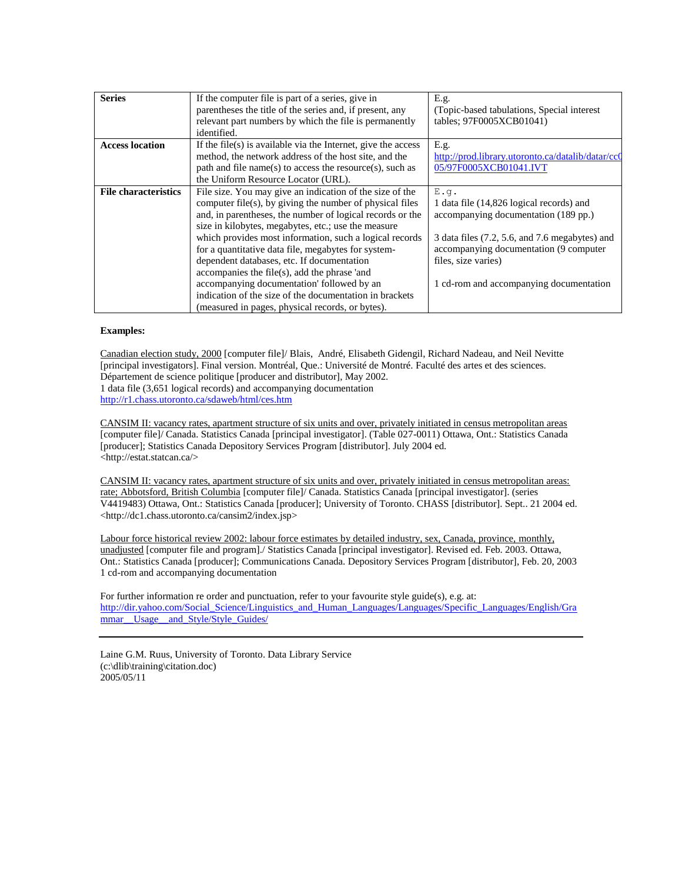| | | |
|---|---|---|
| **Series** | If the computer file is part of a series, give in parentheses the title of the series and, if present, any relevant part numbers by which the file is permanently identified. | E.g.<br>(Topic-based tabulations, Special interest tables; 97F0005XCB01041) |
| **Access location** | If the file(s) is available via the Internet, give the access method, the network address of the host site, and the path and file name(s) to access the resource(s), such as the Uniform Resource Locator (URL). | E.g.<br>http://prod.library.utoronto.ca/datalib/datar/cc05/97F0005XCB01041.IVT |
| **File characteristics** | File size. You may give an indication of the size of the computer file(s), by giving the number of physical files and, in parentheses, the number of logical records or the size in kilobytes, megabytes, etc.; use the measure which provides most information, such a logical records for a quantitative data file, megabytes for system-dependent databases, etc. If documentation accompanies the file(s), add the phrase 'and accompanying documentation' followed by an indication of the size of the documentation in brackets (measured in pages, physical records, or bytes). | E.g.<br>1 data file (14,826 logical records) and accompanying documentation (189 pp.)<br><br>3 data files (7.2, 5.6, and 7.6 megabytes) and accompanying documentation (9 computer files, size varies)<br><br>1 cd-rom and accompanying documentation |

**Examples:**

Canadian election study, 2000 [computer file]/ Blais, André, Elisabeth Gidengil, Richard Nadeau, and Neil Nevitte [principal investigators]. Final version. Montréal, Que.: Université de Montré. Faculté des artes et des sciences. Département de science politique [producer and distributor], May 2002.
1 data file (3,651 logical records) and accompanying documentation
http://r1.chass.utoronto.ca/sdaweb/html/ces.htm

CANSIM II: vacancy rates, apartment structure of six units and over, privately initiated in census metropolitan areas [computer file]/ Canada. Statistics Canada [principal investigator]. (Table 027-0011) Ottawa, Ont.: Statistics Canada [producer]; Statistics Canada Depository Services Program [distributor]. July 2004 ed.
<http://estat.statcan.ca/>

CANSIM II: vacancy rates, apartment structure of six units and over, privately initiated in census metropolitan areas: rate; Abbotsford, British Columbia [computer file]/ Canada. Statistics Canada [principal investigator]. (series V4419483) Ottawa, Ont.: Statistics Canada [producer]; University of Toronto. CHASS [distributor]. Sept.. 21 2004 ed.
<http://dc1.chass.utoronto.ca/cansim2/index.jsp>

Labour force historical review 2002: labour force estimates by detailed industry, sex, Canada, province, monthly, unadjusted [computer file and program]./ Statistics Canada [principal investigator]. Revised ed. Feb. 2003. Ottawa, Ont.: Statistics Canada [producer]; Communications Canada. Depository Services Program [distributor], Feb. 20, 2003
1 cd-rom and accompanying documentation

For further information re order and punctuation, refer to your favourite style guide(s), e.g. at:
http://dir.yahoo.com/Social_Science/Linguistics_and_Human_Languages/Languages/Specific_Languages/English/Grammar__Usage__and_Style/Style_Guides/

---

Laine G.M. Ruus, University of Toronto. Data Library Service
(c:\dlib\training\citation.doc)
2005/05/11